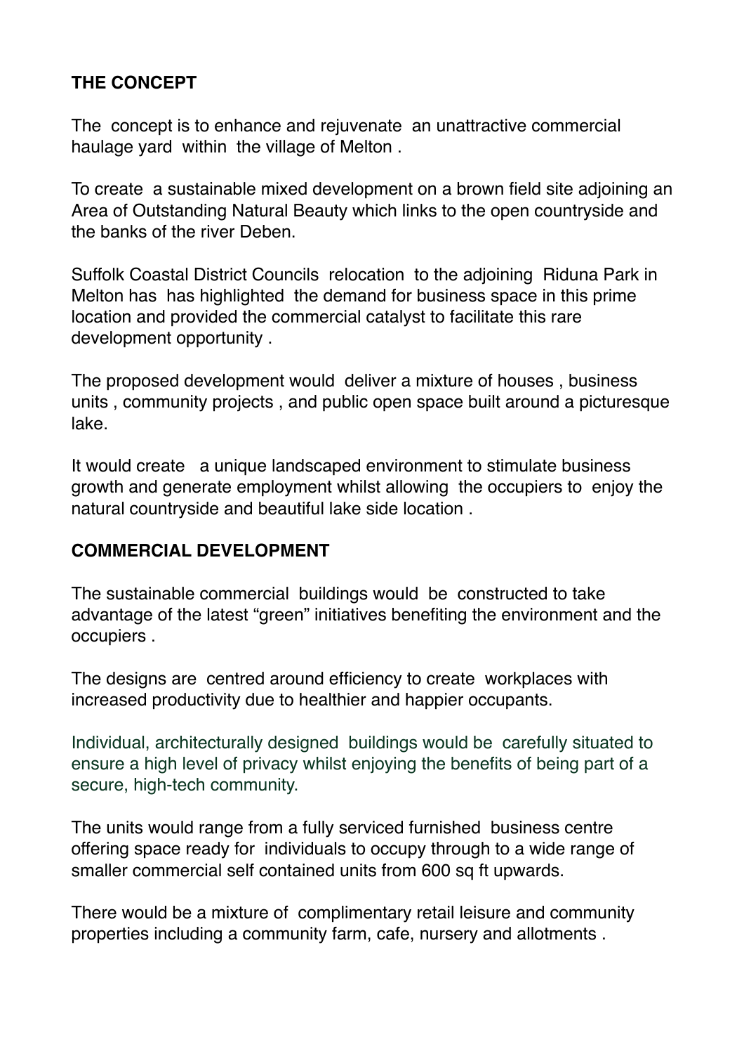## THE CONCEPT

The concept is to enhance and rejuvenate an unattractive commercial haulage yard within the village of Melton .

To create a sustainable mixed development on a brown field site adjoining an Area of Outstanding Natural Beauty which links to the open countryside and the banks of the river Deben.

Suffolk Coastal District Councils relocation to the adjoining Riduna Park in Melton has has highlighted the demand for business space in this prime location and provided the commercial catalyst to facilitate this rare development opportunity .

The proposed development would deliver a mixture of houses , business units , community projects , and public open space built around a picturesque lake.

It would create a unique landscaped environment to stimulate business growth and generate employment whilst allowing the occupiers to enjoy the natural countryside and beautiful lake side location .

## COMMERCIAL DEVELOPMENT

The sustainable commercial buildings would be constructed to take advantage of the latest "green" initiatives benefiting the environment and the occupiers .

The designs are centred around efficiency to create workplaces with increased productivity due to healthier and happier occupants.

Individual, architecturally designed buildings would be carefully situated to ensure a high level of privacy whilst enjoying the benefits of being part of a secure, high-tech community.

The units would range from a fully serviced furnished business centre offering space ready for individuals to occupy through to a wide range of smaller commercial self contained units from 600 sq ft upwards.

There would be a mixture of complimentary retail leisure and community properties including a community farm, cafe, nursery and allotments .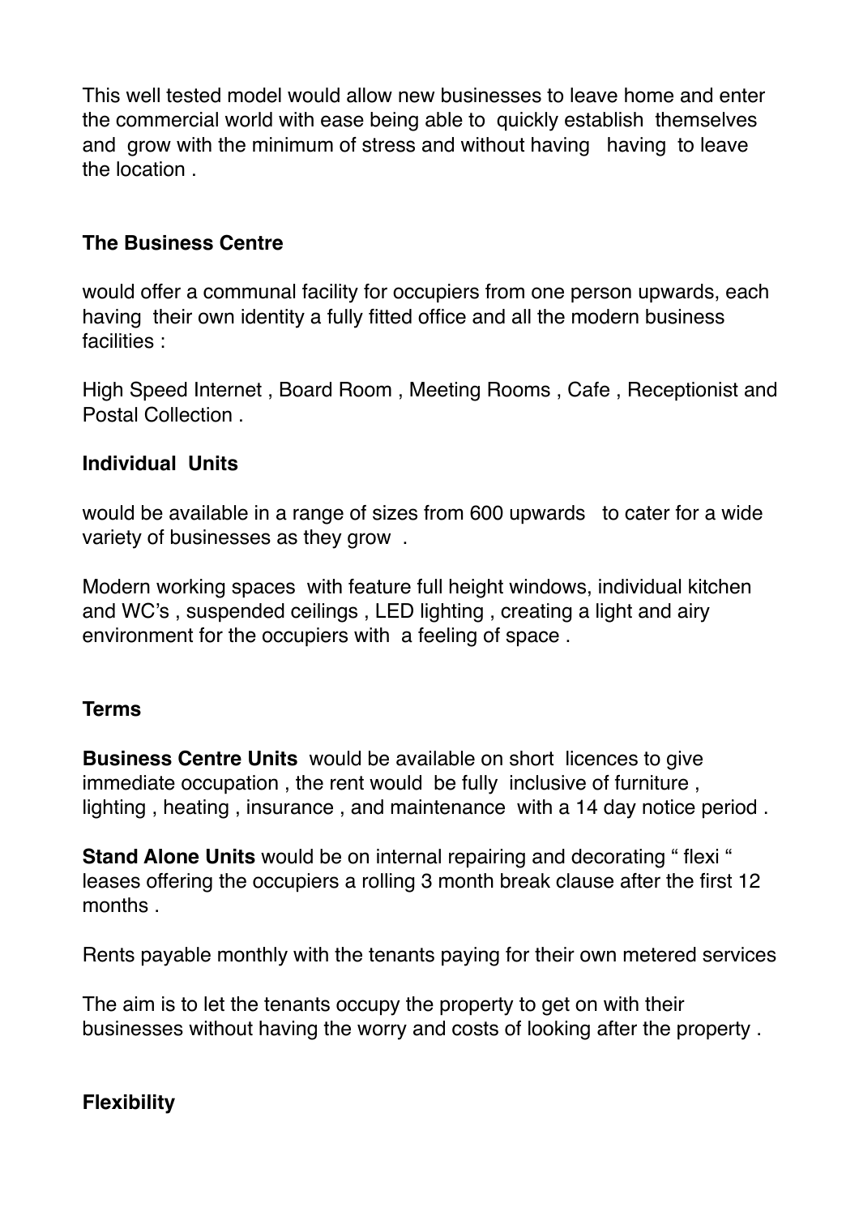This well tested model would allow new businesses to leave home and enter the commercial world with ease being able to quickly establish themselves and grow with the minimum of stress and without having having to leave the location .

**The Business Centre**

would offer a communal facility for occupiers from one person upwards, each having their own identity a fully fitted office and all the modern business facilities :

High Speed Internet , Board Room , Meeting Rooms , Cafe , Receptionist and Postal Collection .

**Individual Units**

would be available in a range of sizes from 600 upwards to cater for a wide variety of businesses as they grow .

Modern working spaces with feature full height windows, individual kitchen and WC's , suspended ceilings , LED lighting , creating a light and airy environment for the occupiers with a feeling of space .

**Terms**

**Business Centre Units** would be available on short licences to give immediate occupation , the rent would be fully inclusive of furniture , lighting , heating , insurance , and maintenance with a 14 day notice period .

**Stand Alone Units** would be on internal repairing and decorating " flexi " leases offering the occupiers a rolling 3 month break clause after the first 12 months .

Rents payable monthly with the tenants paying for their own metered services

The aim is to let the tenants occupy the property to get on with their businesses without having the worry and costs of looking after the property .

**Flexibility**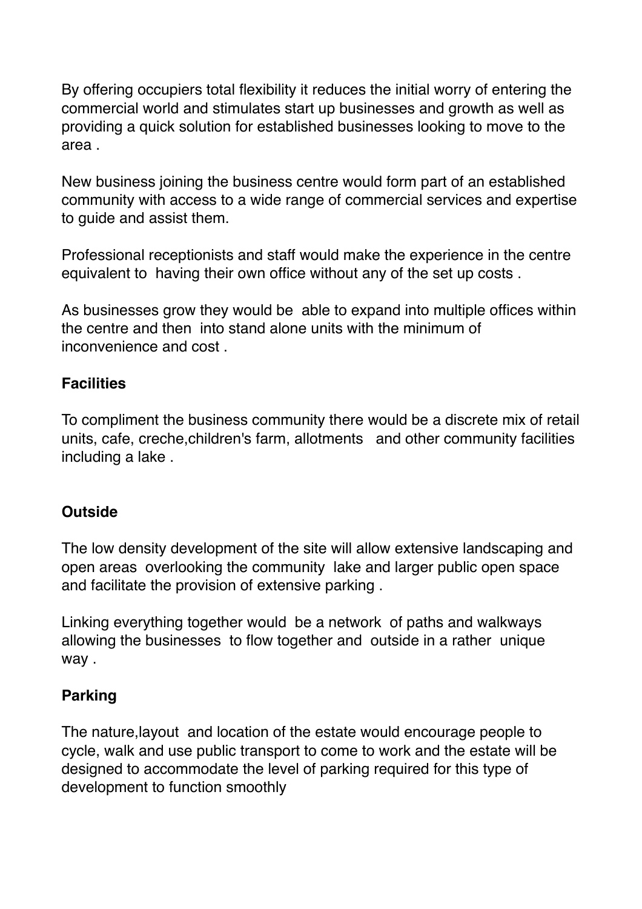By offering occupiers total flexibility it reduces the initial worry of entering the commercial world and stimulates start up businesses and growth as well as providing a quick solution for established businesses looking to move to the area .

New business joining the business centre would form part of an established community with access to a wide range of commercial services and expertise to guide and assist them.

Professional receptionists and staff would make the experience in the centre equivalent to having their own office without any of the set up costs .

As businesses grow they would be able to expand into multiple offices within the centre and then into stand alone units with the minimum of inconvenience and cost .

**Facilities**

To compliment the business community there would be a discrete mix of retail units, cafe, creche,children's farm, allotments and other community facilities including a lake .

**Outside**

The low density development of the site will allow extensive landscaping and open areas overlooking the community lake and larger public open space and facilitate the provision of extensive parking .

Linking everything together would be a network of paths and walkways allowing the businesses to flow together and outside in a rather unique way .

**Parking**

The nature,layout and location of the estate would encourage people to cycle, walk and use public transport to come to work and the estate will be designed to accommodate the level of parking required for this type of development to function smoothly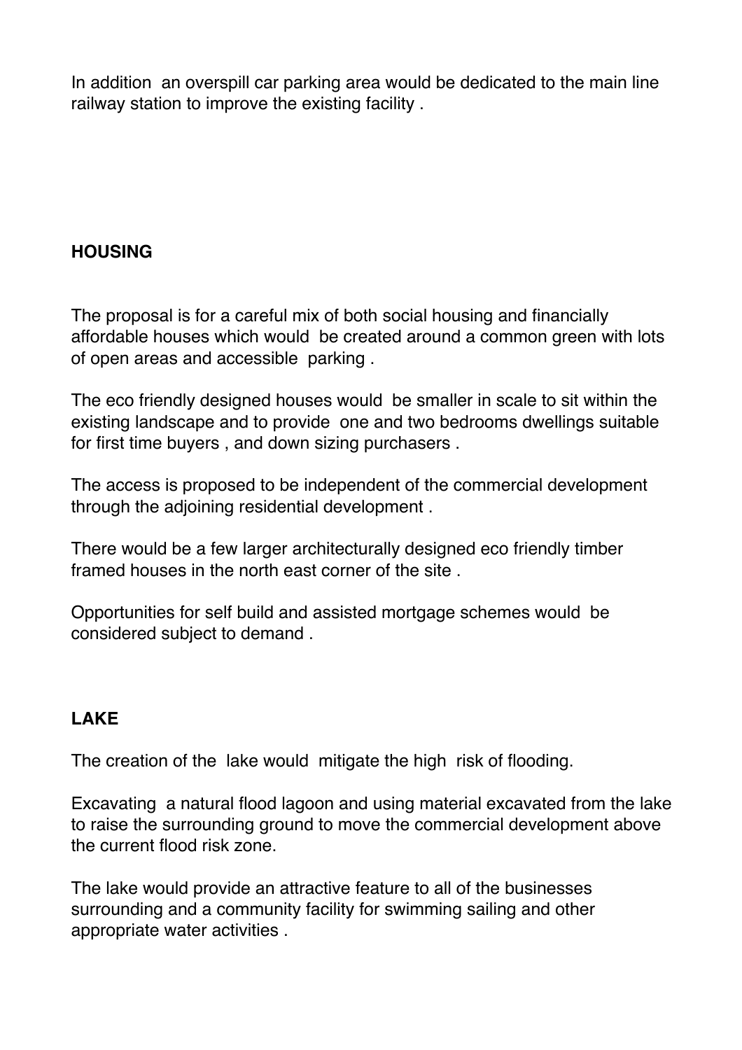In addition an overspill car parking area would be dedicated to the main line railway station to improve the existing facility .

**HOUSING**

The proposal is for a careful mix of both social housing and financially affordable houses which would be created around a common green with lots of open areas and accessible parking .

The eco friendly designed houses would be smaller in scale to sit within the existing landscape and to provide one and two bedrooms dwellings suitable for first time buyers , and down sizing purchasers .

The access is proposed to be independent of the commercial development through the adjoining residential development .

There would be a few larger architecturally designed eco friendly timber framed houses in the north east corner of the site .

Opportunities for self build and assisted mortgage schemes would be considered subject to demand .

**LAKE**

The creation of the lake would mitigate the high risk of flooding.

Excavating a natural flood lagoon and using material excavated from the lake to raise the surrounding ground to move the commercial development above the current flood risk zone.

The lake would provide an attractive feature to all of the businesses surrounding and a community facility for swimming sailing and other appropriate water activities .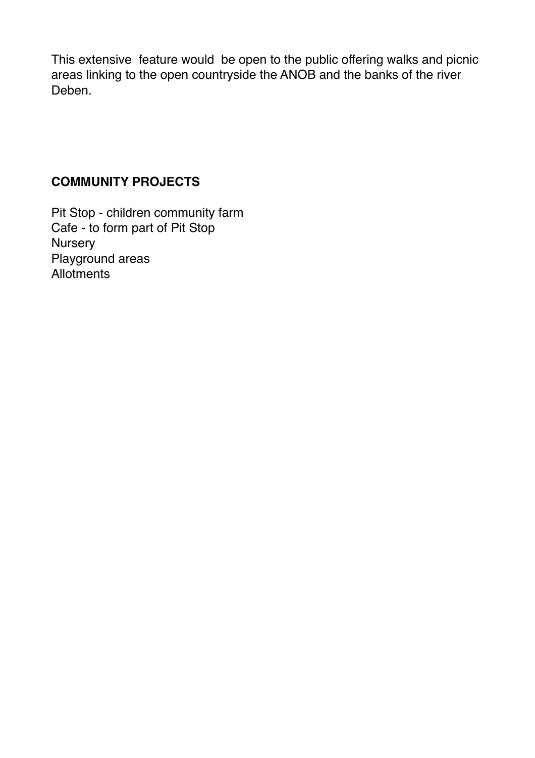This extensive feature would be open to the public offering walks and picnic areas linking to the open countryside the ANOB and the banks of the river Deben.

## COMMUNITY PROJECTS

Pit Stop - children community farm
Cafe - to form part of Pit Stop
Nursery
Playground areas
Allotments